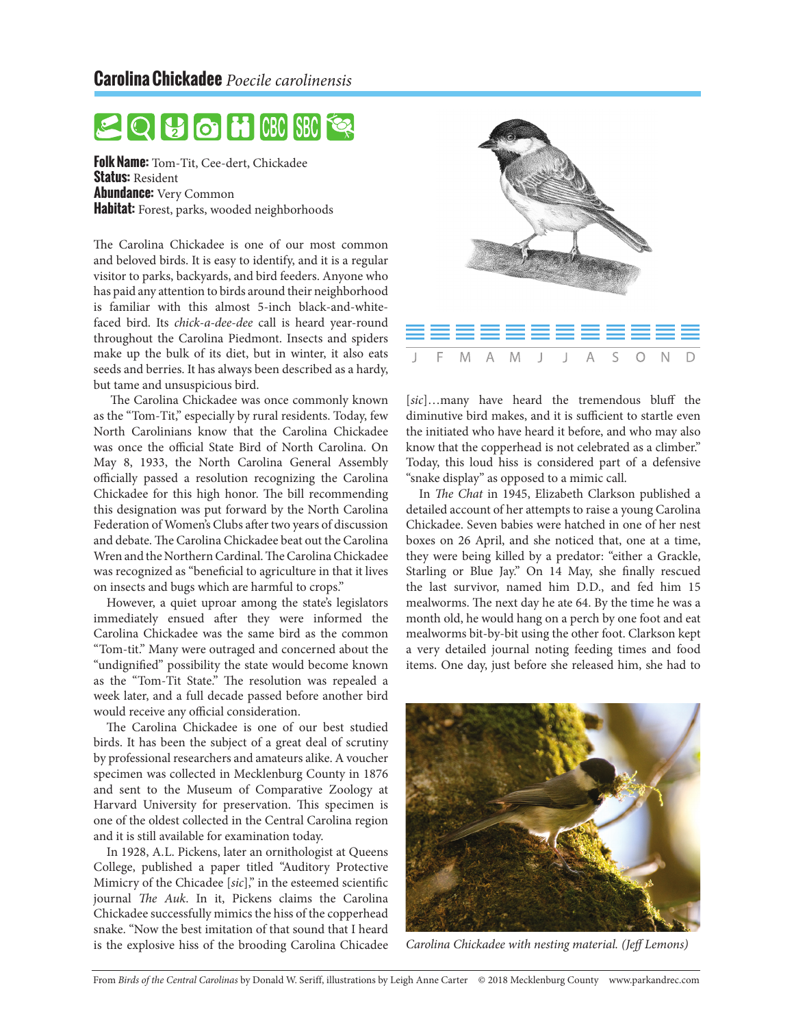## Carolina Chickadee *Poecile carolinensis*

**Folk Name:** Tom-Tit, Cee-dert, Chickadee
**Status:** Resident
**Abundance:** Very Common
**Habitat:** Forest, parks, wooded neighborhoods

The Carolina Chickadee is one of our most common and beloved birds. It is easy to identify, and it is a regular visitor to parks, backyards, and bird feeders. Anyone who has paid any attention to birds around their neighborhood is familiar with this almost 5-inch black-and-white-faced bird. Its *chick-a-dee-dee* call is heard year-round throughout the Carolina Piedmont. Insects and spiders make up the bulk of its diet, but in winter, it also eats seeds and berries. It has always been described as a hardy, but tame and unsuspicious bird.

The Carolina Chickadee was once commonly known as the "Tom-Tit," especially by rural residents. Today, few North Carolinians know that the Carolina Chickadee was once the official State Bird of North Carolina. On May 8, 1933, the North Carolina General Assembly officially passed a resolution recognizing the Carolina Chickadee for this high honor. The bill recommending this designation was put forward by the North Carolina Federation of Women's Clubs after two years of discussion and debate. The Carolina Chickadee beat out the Carolina Wren and the Northern Cardinal. The Carolina Chickadee was recognized as "beneficial to agriculture in that it lives on insects and bugs which are harmful to crops."

However, a quiet uproar among the state's legislators immediately ensued after they were informed the Carolina Chickadee was the same bird as the common "Tom-tit." Many were outraged and concerned about the "undignified" possibility the state would become known as the "Tom-Tit State." The resolution was repealed a week later, and a full decade passed before another bird would receive any official consideration.

The Carolina Chickadee is one of our best studied birds. It has been the subject of a great deal of scrutiny by professional researchers and amateurs alike. A voucher specimen was collected in Mecklenburg County in 1876 and sent to the Museum of Comparative Zoology at Harvard University for preservation. This specimen is one of the oldest collected in the Central Carolina region and it is still available for examination today.

In 1928, A.L. Pickens, later an ornithologist at Queens College, published a paper titled "Auditory Protective Mimicry of the Chicadee [*sic*]," in the esteemed scientific journal *The Auk*. In it, Pickens claims the Carolina Chickadee successfully mimics the hiss of the copperhead snake. "Now the best imitation of that sound that I heard is the explosive hiss of the brooding Carolina Chicadee [*sic*]…many have heard the tremendous bluff the diminutive bird makes, and it is sufficient to startle even the initiated who have heard it before, and who may also know that the copperhead is not celebrated as a climber." Today, this loud hiss is considered part of a defensive "snake display" as opposed to a mimic call.

In *The Chat* in 1945, Elizabeth Clarkson published a detailed account of her attempts to raise a young Carolina Chickadee. Seven babies were hatched in one of her nest boxes on 26 April, and she noticed that, one at a time, they were being killed by a predator: "either a Grackle, Starling or Blue Jay." On 14 May, she finally rescued the last survivor, named him D.D., and fed him 15 mealworms. The next day he ate 64. By the time he was a month old, he would hang on a perch by one foot and eat mealworms bit-by-bit using the other foot. Clarkson kept a very detailed journal noting feeding times and food items. One day, just before she released him, she had to

J F M A M J J A S O N D

*Carolina Chickadee with nesting material. (Jeff Lemons)*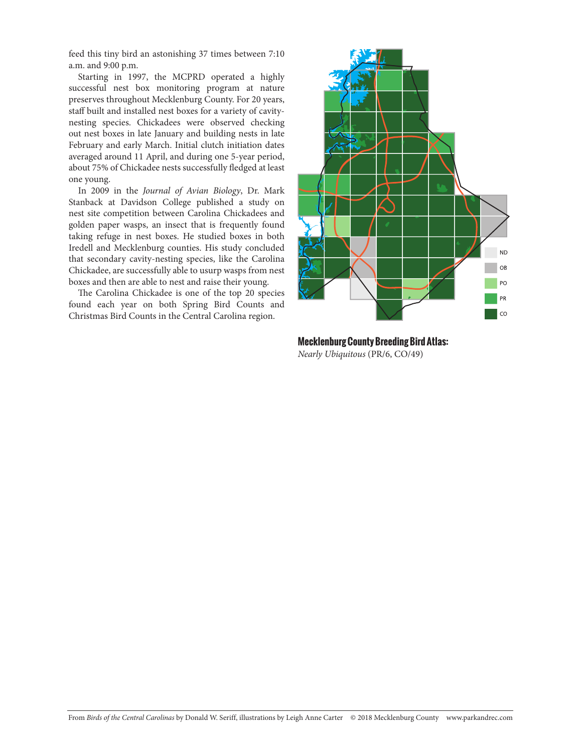feed this tiny bird an astonishing 37 times between 7:10 a.m. and 9:00 p.m.

Starting in 1997, the MCPRD operated a highly successful nest box monitoring program at nature preserves throughout Mecklenburg County. For 20 years, staff built and installed nest boxes for a variety of cavity-nesting species. Chickadees were observed checking out nest boxes in late January and building nests in late February and early March. Initial clutch initiation dates averaged around 11 April, and during one 5-year period, about 75% of Chickadee nests successfully fledged at least one young.

In 2009 in the *Journal of Avian Biology*, Dr. Mark Stanback at Davidson College published a study on nest site competition between Carolina Chickadees and golden paper wasps, an insect that is frequently found taking refuge in nest boxes. He studied boxes in both Iredell and Mecklenburg counties. His study concluded that secondary cavity-nesting species, like the Carolina Chickadee, are successfully able to usurp wasps from nest boxes and then are able to nest and raise their young.

The Carolina Chickadee is one of the top 20 species found each year on both Spring Bird Counts and Christmas Bird Counts in the Central Carolina region.

ND
OB
PO
PR
CO

**Mecklenburg County Breeding Bird Atlas:**
*Nearly Ubiquitous* (PR/6, CO/49)